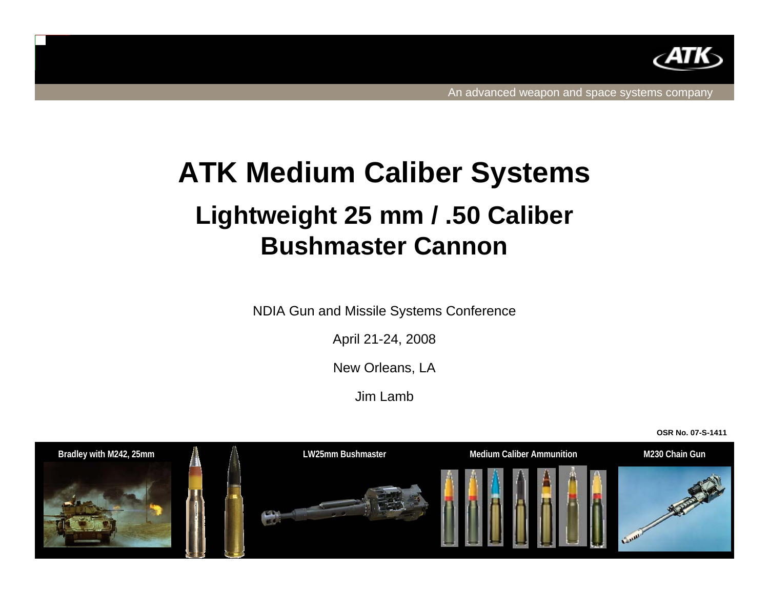An advanced weapon and space systems company

# ATK Medium Caliber Systems

## Lightweight 25 mm / .50 Caliber Bushmaster Cannon

NDIA Gun and Missile Systems Conference

April 21-24, 2008

New Orleans, LA

Jim Lamb

**OSR No. 07-S-1411**

**Bradley with M242, 25mm** **LW25mm Bushmaster** **Medium Caliber Ammunition** **M230 Chain Gun**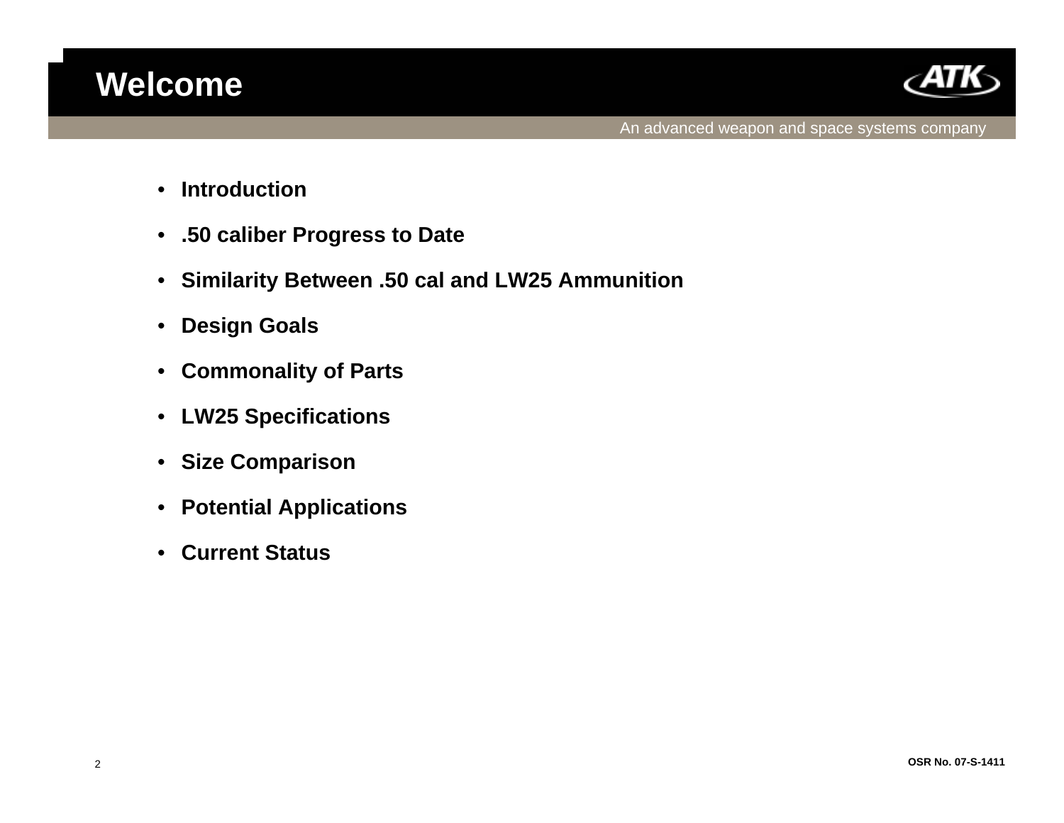# Welcome

An advanced weapon and space systems company

- **Introduction**
- **.50 caliber Progress to Date**
- **Similarity Between .50 cal and LW25 Ammunition**
- **Design Goals**
- **Commonality of Parts**
- **LW25 Specifications**
- **Size Comparison**
- **Potential Applications**
- **Current Status**

**OSR No. 07-S-1411**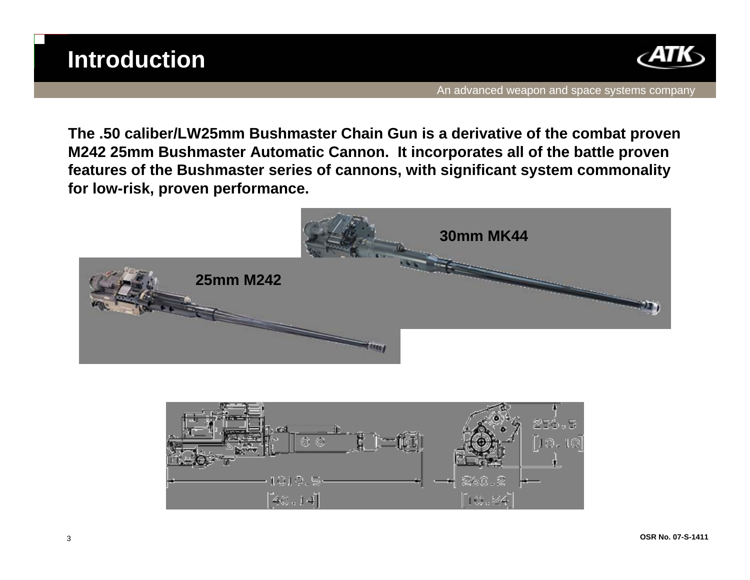# Introduction

The .50 caliber/LW25mm Bushmaster Chain Gun is a derivative of the combat proven M242 25mm Bushmaster Automatic Cannon. It incorporates all of the battle proven features of the Bushmaster series of cannons, with significant system commonality for low-risk, proven performance.

30mm MK44

25mm M242

1019.5 [40.14]

260.2 [10.24]

256.5 [10.10]

OSR No. 07-S-1411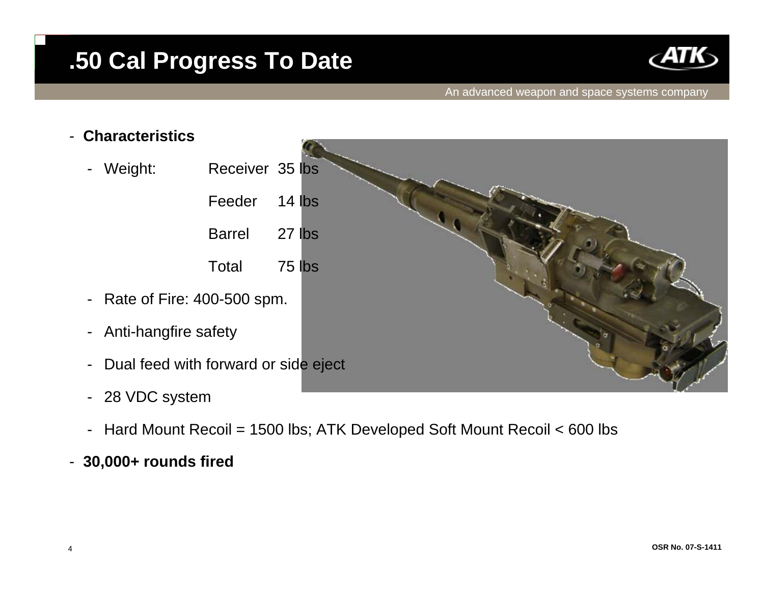# .50 Cal Progress To Date

- **Characteristics**
  - Weight:

    | | |
    |---|---|
    | Receiver | 35 lbs |
    | Feeder | 14 lbs |
    | Barrel | 27 lbs |
    | Total | 75 lbs |

  - Rate of Fire: 400-500 spm.
  - Anti-hangfire safety
  - Dual feed with forward or side eject
  - 28 VDC system
  - Hard Mount Recoil = 1500 lbs; ATK Developed Soft Mount Recoil < 600 lbs
- **30,000+ rounds fired**

OSR No. 07-S-1411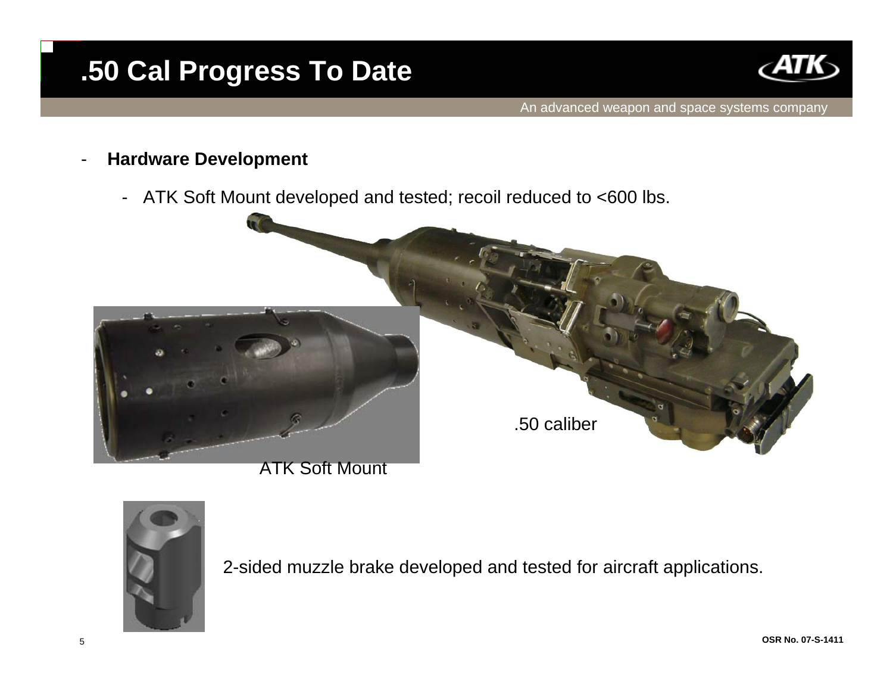# .50 Cal Progress To Date

- **Hardware Development**
  - ATK Soft Mount developed and tested; recoil reduced to <600 lbs.

.50 caliber

ATK Soft Mount

2-sided muzzle brake developed and tested for aircraft applications.

OSR No. 07-S-1411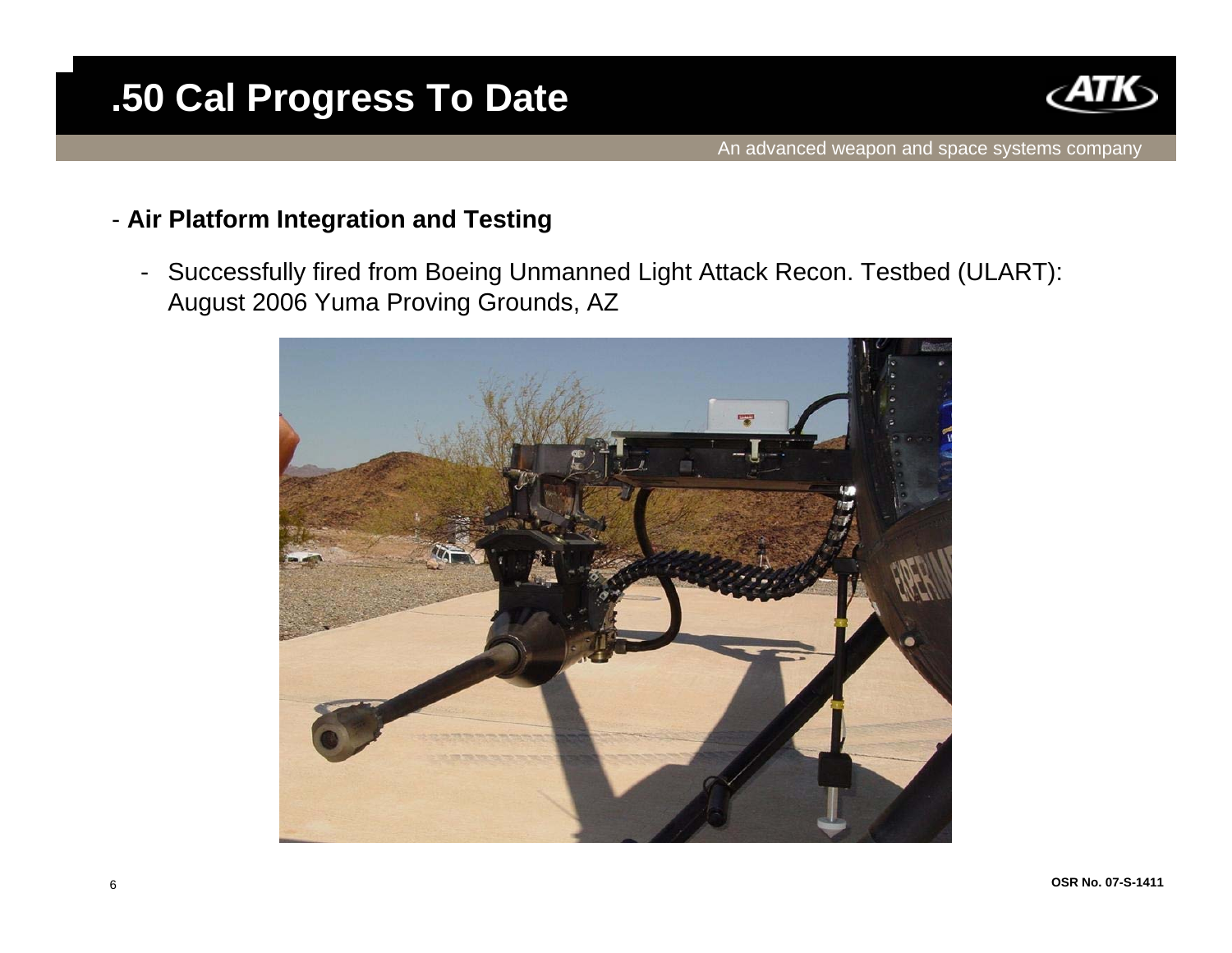# .50 Cal Progress To Date

- **Air Platform Integration and Testing**
  - Successfully fired from Boeing Unmanned Light Attack Recon. Testbed (ULART): August 2006 Yuma Proving Grounds, AZ

OSR No. 07-S-1411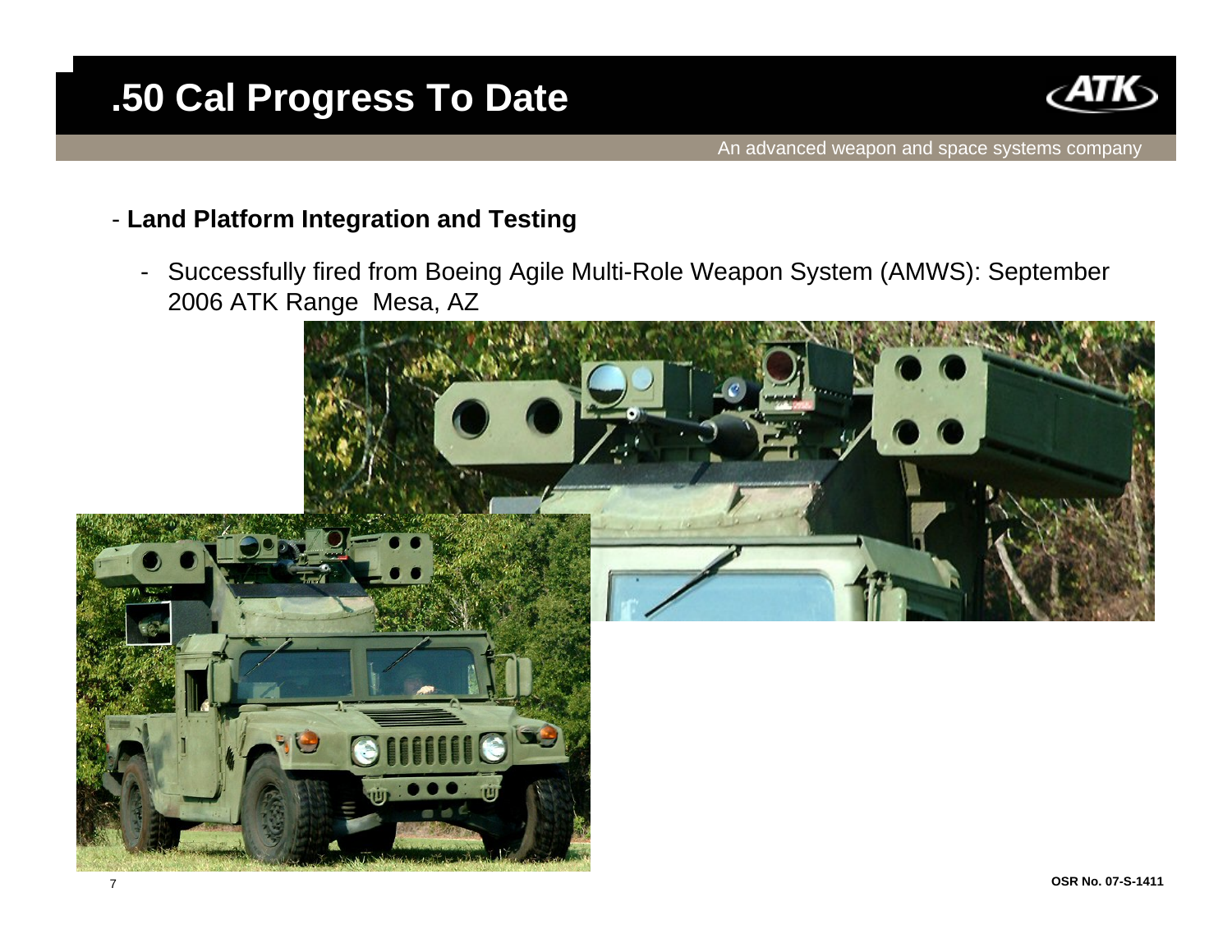# .50 Cal Progress To Date

- **Land Platform Integration and Testing**
  - Successfully fired from Boeing Agile Multi-Role Weapon System (AMWS): September 2006 ATK Range Mesa, AZ

OSR No. 07-S-1411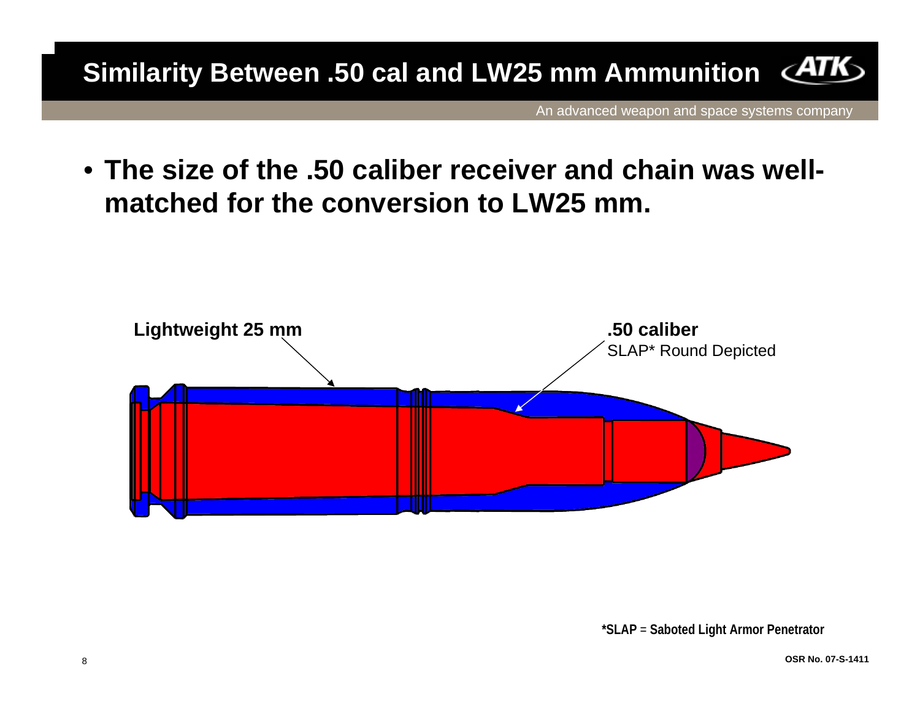# Similarity Between .50 cal and LW25 mm Ammunition

- **The size of the .50 caliber receiver and chain was well-matched for the conversion to LW25 mm.**

**Lightweight 25 mm**

**.50 caliber**
SLAP* Round Depicted

***SLAP = Saboted Light Armor Penetrator**

**OSR No. 07-S-1411**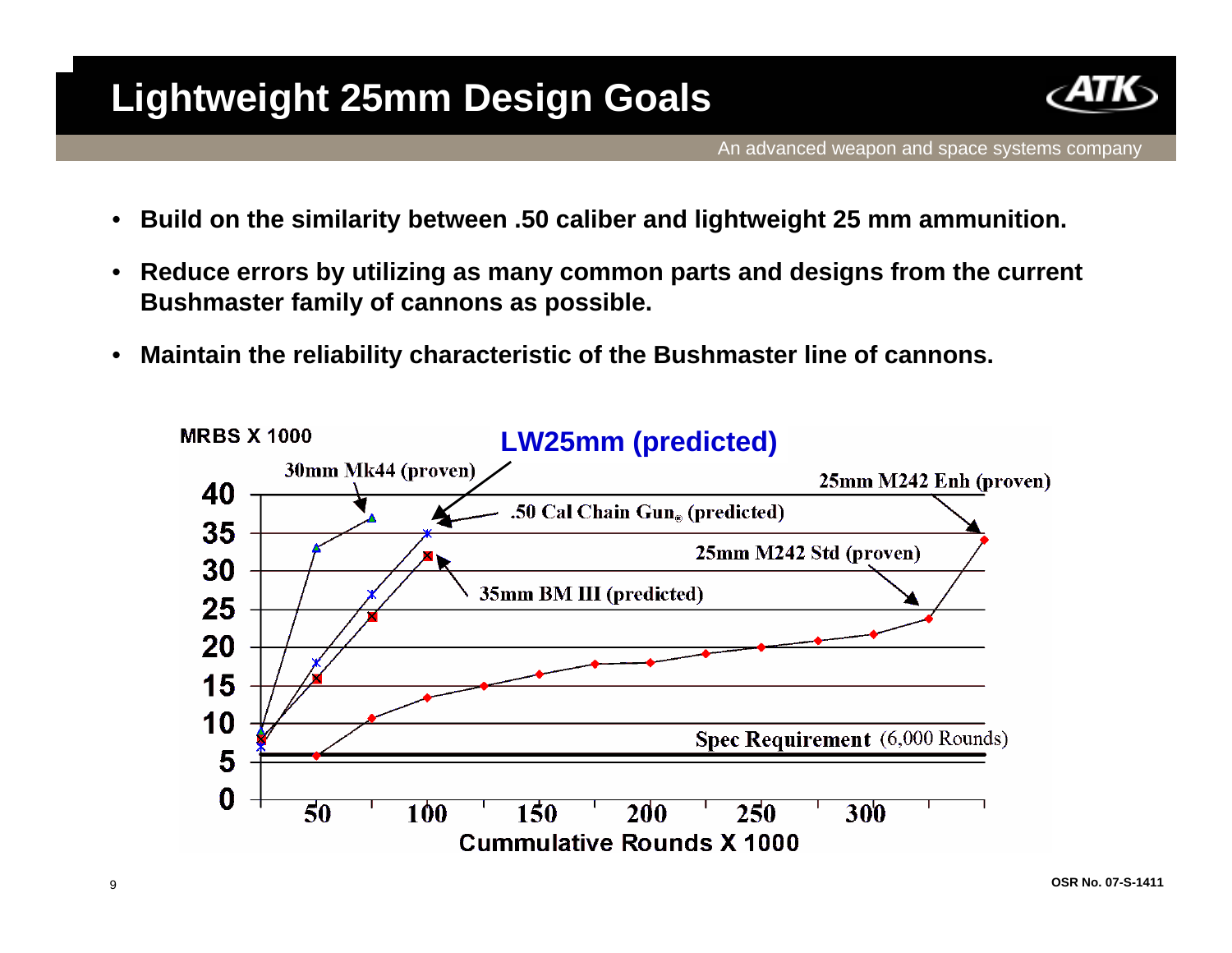# Lightweight 25mm Design Goals

- **Build on the similarity between .50 caliber and lightweight 25 mm ammunition.**
- **Reduce errors by utilizing as many common parts and designs from the current Bushmaster family of cannons as possible.**
- **Maintain the reliability characteristic of the Bushmaster line of cannons.**

MRBS X 1000

LW25mm (predicted)

30mm Mk44 (proven)

.50 Cal Chain Gun® (predicted)

25mm M242 Enh (proven)

25mm M242 Std (proven)

35mm BM III (predicted)

Spec Requirement (6,000 Rounds)

Cummulative Rounds X 1000

OSR No. 07-S-1411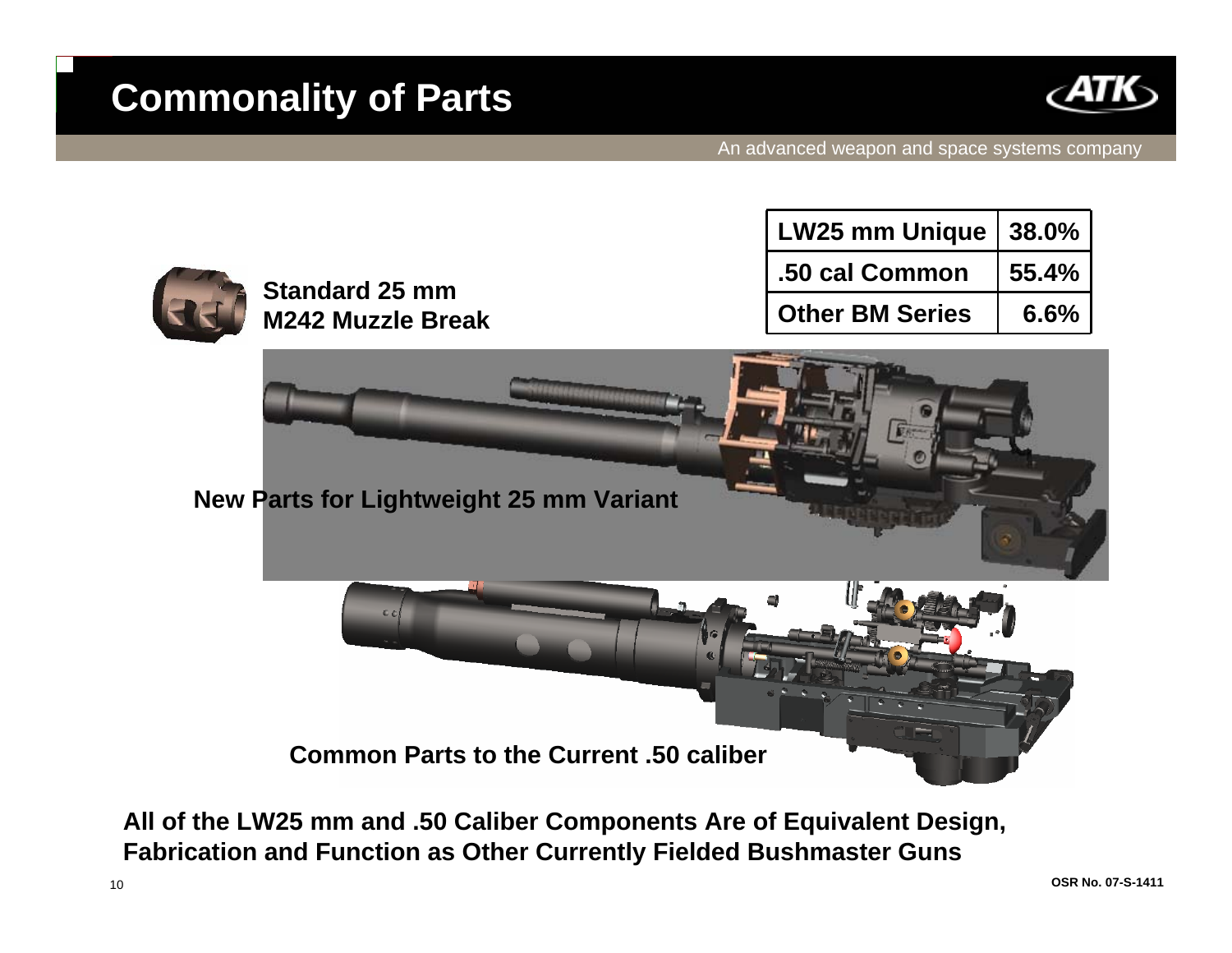# Commonality of Parts

An advanced weapon and space systems company

| LW25 mm Unique | 38.0% |
|---|---|
| .50 cal Common | 55.4% |
| Other BM Series | 6.6% |

**Standard 25 mm M242 Muzzle Break**

**New Parts for Lightweight 25 mm Variant**

**Common Parts to the Current .50 caliber**

**All of the LW25 mm and .50 Caliber Components Are of Equivalent Design, Fabrication and Function as Other Currently Fielded Bushmaster Guns**

**OSR No. 07-S-1411**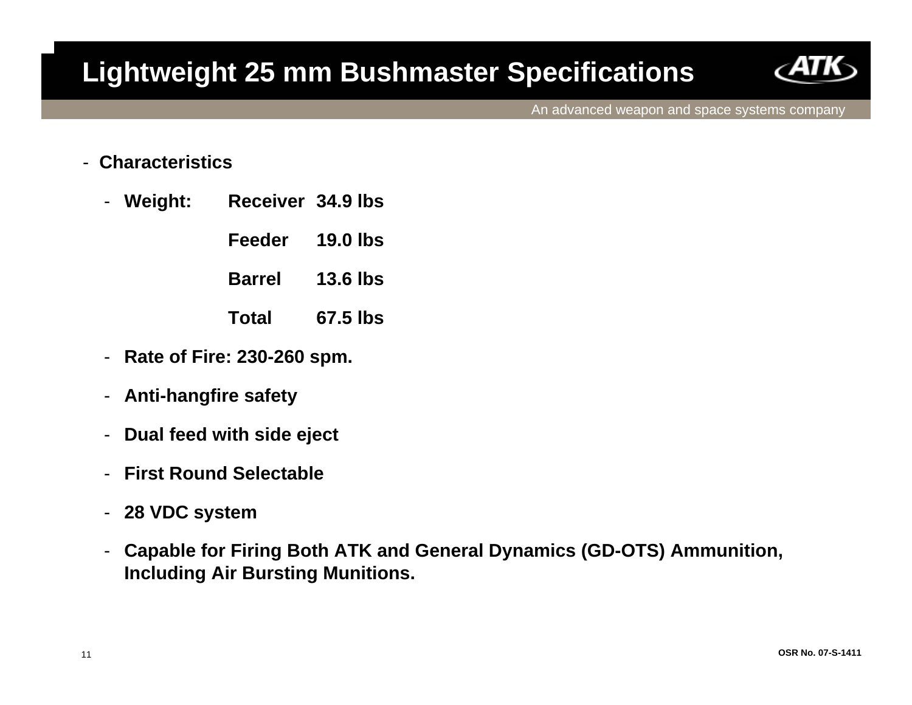# Lightweight 25 mm Bushmaster Specifications

An advanced weapon and space systems company

- **Characteristics**
  - **Weight:**

    | | |
    |---|---|
    | **Receiver** | **34.9 lbs** |
    | **Feeder** | **19.0 lbs** |
    | **Barrel** | **13.6 lbs** |
    | **Total** | **67.5 lbs** |

  - **Rate of Fire: 230-260 spm.**
  - **Anti-hangfire safety**
  - **Dual feed with side eject**
  - **First Round Selectable**
  - **28 VDC system**
  - **Capable for Firing Both ATK and General Dynamics (GD-OTS) Ammunition, Including Air Bursting Munitions.**

**OSR No. 07-S-1411**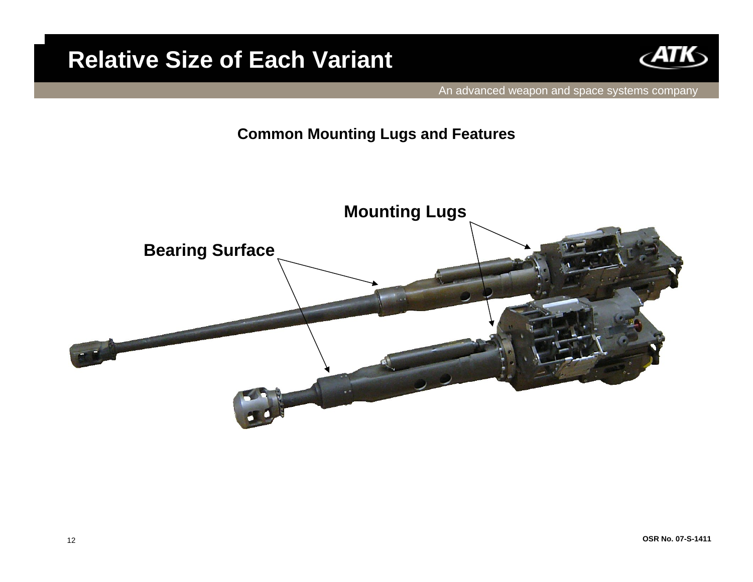# Relative Size of Each Variant

**Common Mounting Lugs and Features**

Mounting Lugs

Bearing Surface

OSR No. 07-S-1411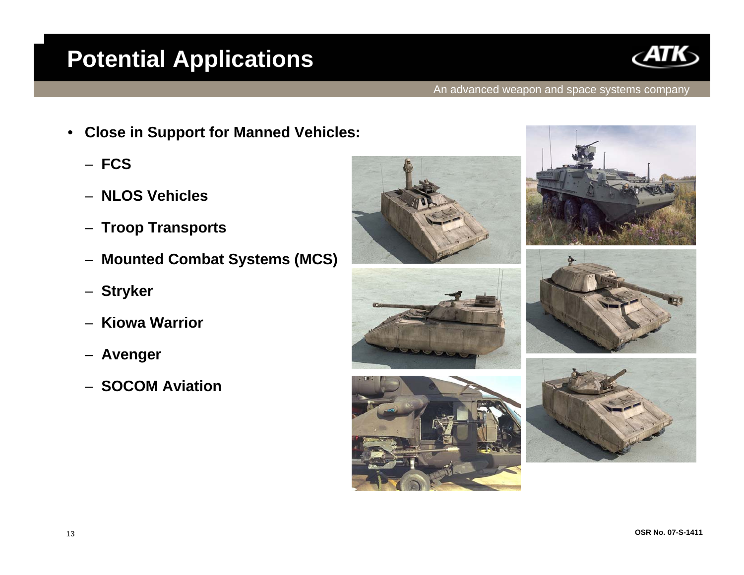# Potential Applications

- **Close in Support for Manned Vehicles:**
  - **FCS**
  - **NLOS Vehicles**
  - **Troop Transports**
  - **Mounted Combat Systems (MCS)**
  - **Stryker**
  - **Kiowa Warrior**
  - **Avenger**
  - **SOCOM Aviation**

**OSR No. 07-S-1411**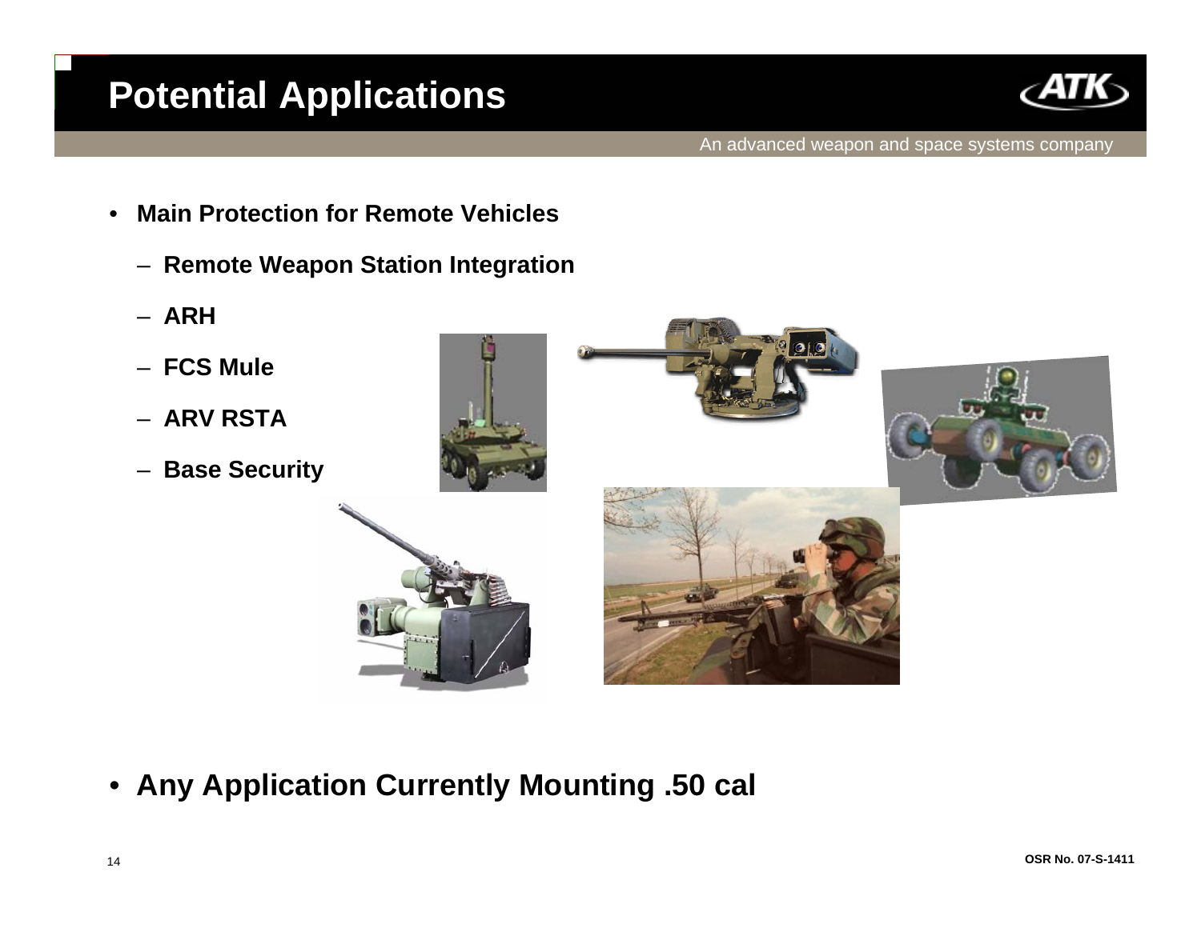# Potential Applications

- **Main Protection for Remote Vehicles**
  - **Remote Weapon Station Integration**
  - **ARH**
  - **FCS Mule**
  - **ARV RSTA**
  - **Base Security**

- **Any Application Currently Mounting .50 cal**

OSR No. 07-S-1411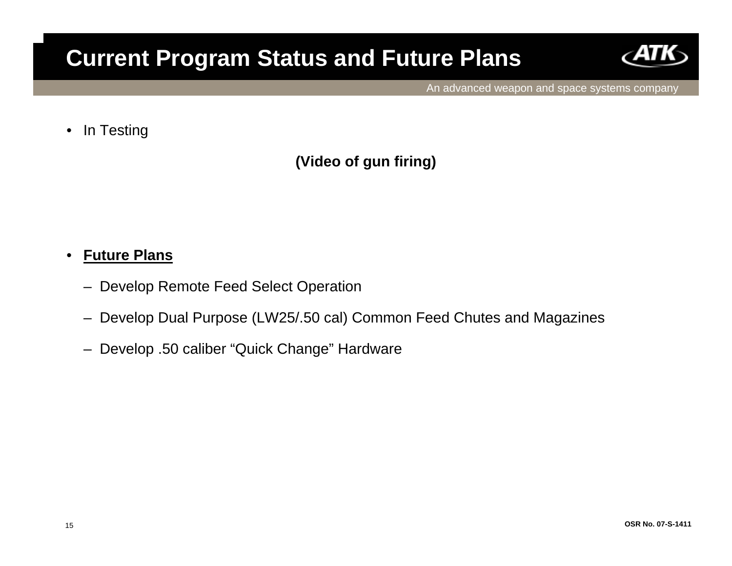# Current Program Status and Future Plans

- In Testing

**(Video of gun firing)**

- **Future Plans**
  - Develop Remote Feed Select Operation
  - Develop Dual Purpose (LW25/.50 cal) Common Feed Chutes and Magazines
  - Develop .50 caliber “Quick Change” Hardware

**OSR No. 07-S-1411**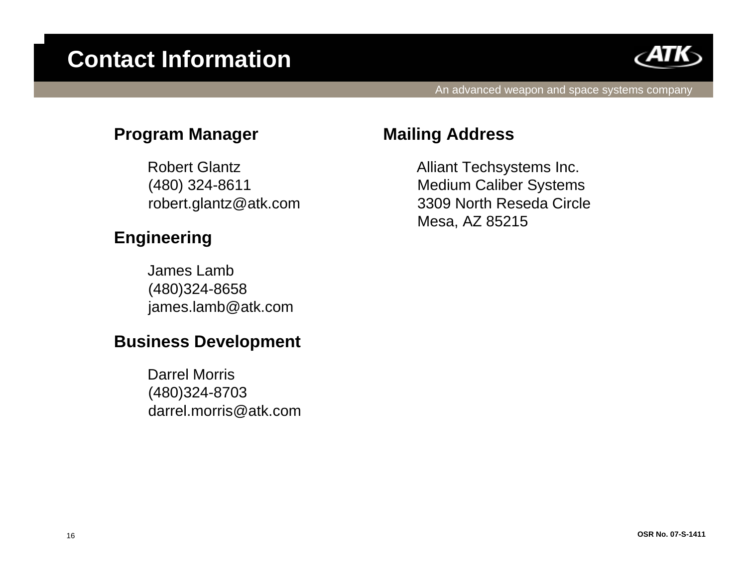# Contact Information

An advanced weapon and space systems company

## Program Manager

Robert Glantz
(480) 324-8611
robert.glantz@atk.com

## Engineering

James Lamb
(480)324-8658
james.lamb@atk.com

## Business Development

Darrel Morris
(480)324-8703
darrel.morris@atk.com

## Mailing Address

Alliant Techsystems Inc.
Medium Caliber Systems
3309 North Reseda Circle
Mesa, AZ 85215

OSR No. 07-S-1411